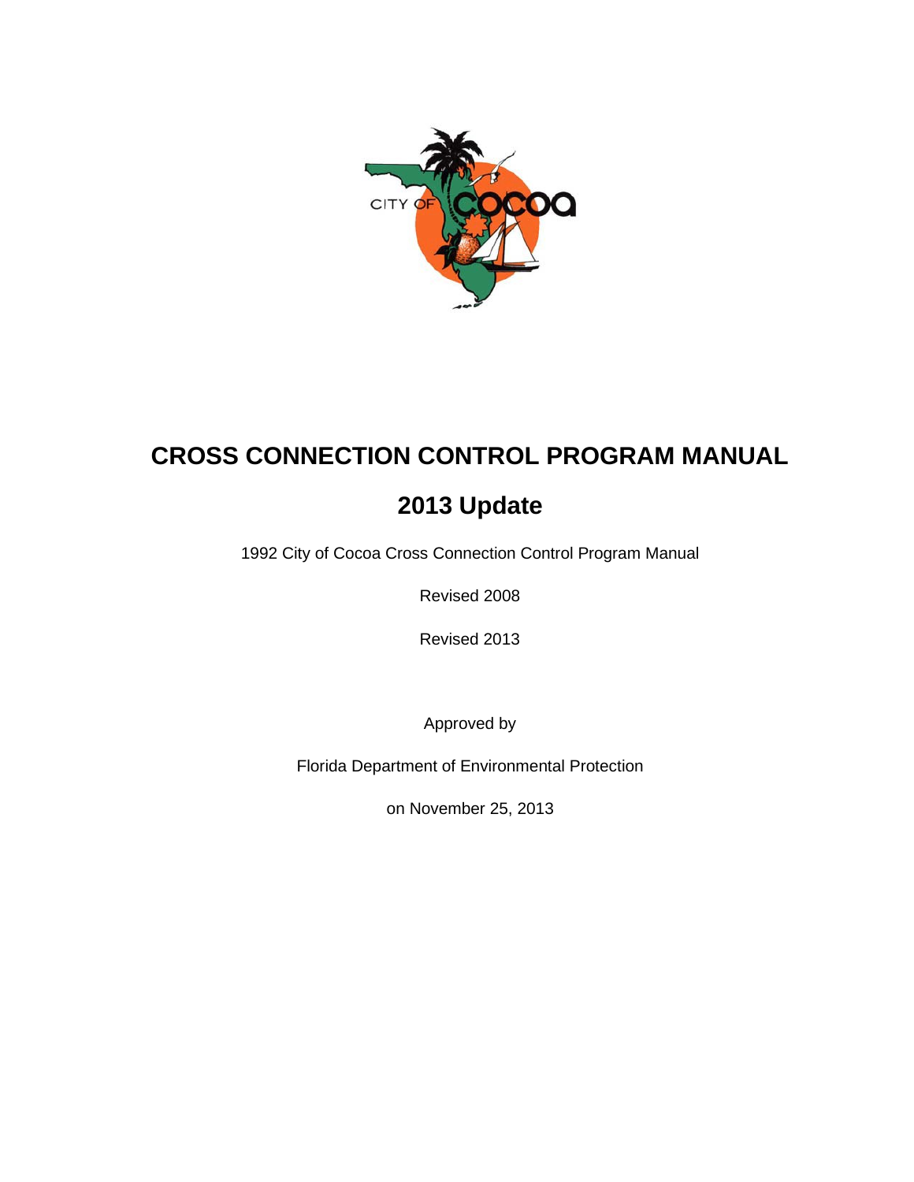# CROSS CONNECTION CONTROL PROGRAM MANUAL

## 2013 Update

1992 City of Cocoa Cross Connection Control Program Manual

Revised 2008

Revised 2013

Approved by

Florida Department of Environmental Protection

on November 25, 2013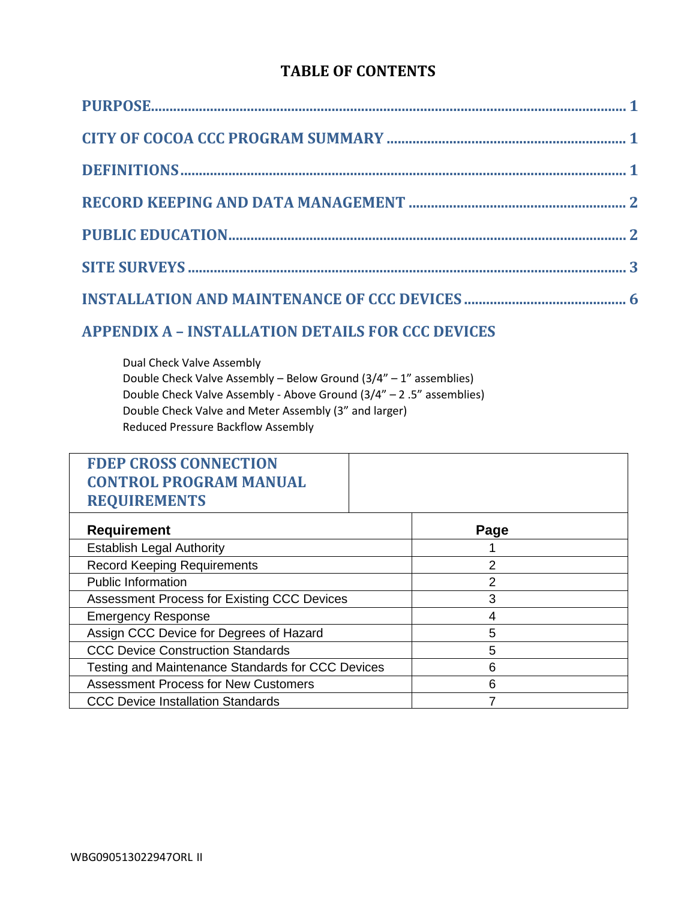# TABLE OF CONTENTS

**PURPOSE** ........................................................................................................ **1**

**CITY OF COCOA CCC PROGRAM SUMMARY** ................................................ **1**

**DEFINITIONS** ................................................................................................ **1**

**RECORD KEEPING AND DATA MANAGEMENT** ........................................... **2**

**PUBLIC EDUCATION** ...................................................................................... **2**

**SITE SURVEYS** ................................................................................................ **3**

**INSTALLATION AND MAINTENANCE OF CCC DEVICES** ............................. **6**

**APPENDIX A – INSTALLATION DETAILS FOR CCC DEVICES**

- Dual Check Valve Assembly
- Double Check Valve Assembly – Below Ground (3/4" – 1" assemblies)
- Double Check Valve Assembly - Above Ground (3/4" – 2 .5" assemblies)
- Double Check Valve and Meter Assembly (3" and larger)
- Reduced Pressure Backflow Assembly

| FDEP CROSS CONNECTION CONTROL PROGRAM MANUAL REQUIREMENTS | |
|---|---|
| **Requirement** | **Page** |
| Establish Legal Authority | 1 |
| Record Keeping Requirements | 2 |
| Public Information | 2 |
| Assessment Process for Existing CCC Devices | 3 |
| Emergency Response | 4 |
| Assign CCC Device for Degrees of Hazard | 5 |
| CCC Device Construction Standards | 5 |
| Testing and Maintenance Standards for CCC Devices | 6 |
| Assessment Process for New Customers | 6 |
| CCC Device Installation Standards | 7 |

WBG090513022947ORL II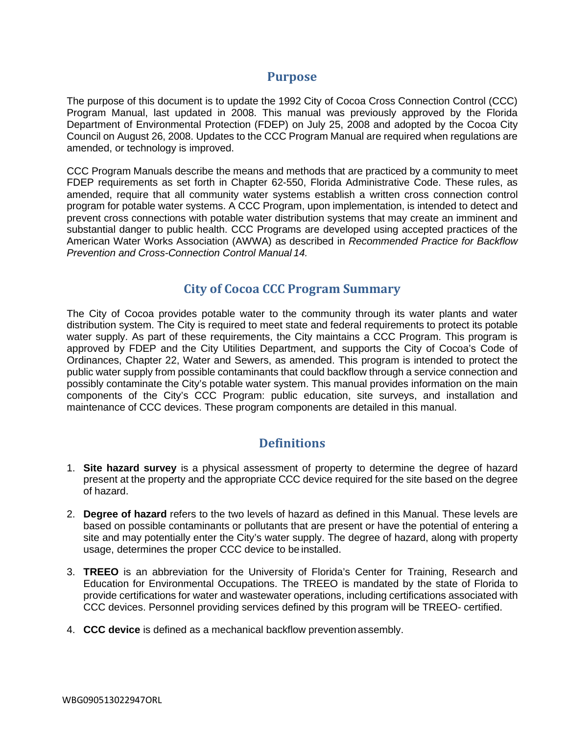## Purpose

The purpose of this document is to update the 1992 City of Cocoa Cross Connection Control (CCC) Program Manual, last updated in 2008. This manual was previously approved by the Florida Department of Environmental Protection (FDEP) on July 25, 2008 and adopted by the Cocoa City Council on August 26, 2008. Updates to the CCC Program Manual are required when regulations are amended, or technology is improved.

CCC Program Manuals describe the means and methods that are practiced by a community to meet FDEP requirements as set forth in Chapter 62-550, Florida Administrative Code. These rules, as amended, require that all community water systems establish a written cross connection control program for potable water systems. A CCC Program, upon implementation, is intended to detect and prevent cross connections with potable water distribution systems that may create an imminent and substantial danger to public health. CCC Programs are developed using accepted practices of the American Water Works Association (AWWA) as described in *Recommended Practice for Backflow Prevention and Cross-Connection Control Manual 14.*

## City of Cocoa CCC Program Summary

The City of Cocoa provides potable water to the community through its water plants and water distribution system. The City is required to meet state and federal requirements to protect its potable water supply. As part of these requirements, the City maintains a CCC Program. This program is approved by FDEP and the City Utilities Department, and supports the City of Cocoa's Code of Ordinances, Chapter 22, Water and Sewers, as amended. This program is intended to protect the public water supply from possible contaminants that could backflow through a service connection and possibly contaminate the City's potable water system. This manual provides information on the main components of the City's CCC Program: public education, site surveys, and installation and maintenance of CCC devices. These program components are detailed in this manual.

## Definitions

1. **Site hazard survey** is a physical assessment of property to determine the degree of hazard present at the property and the appropriate CCC device required for the site based on the degree of hazard.

2. **Degree of hazard** refers to the two levels of hazard as defined in this Manual. These levels are based on possible contaminants or pollutants that are present or have the potential of entering a site and may potentially enter the City's water supply. The degree of hazard, along with property usage, determines the proper CCC device to be installed.

3. **TREEO** is an abbreviation for the University of Florida's Center for Training, Research and Education for Environmental Occupations. The TREEO is mandated by the state of Florida to provide certifications for water and wastewater operations, including certifications associated with CCC devices. Personnel providing services defined by this program will be TREEO- certified.

4. **CCC device** is defined as a mechanical backflow prevention assembly.

WBG090513022947ORL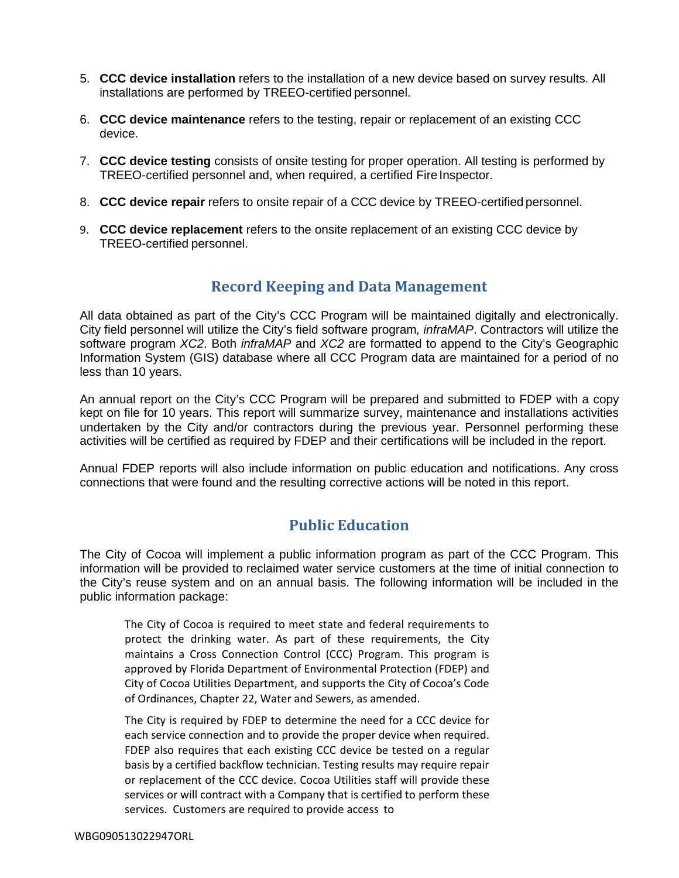5. **CCC device installation** refers to the installation of a new device based on survey results. All installations are performed by TREEO-certified personnel.

6. **CCC device maintenance** refers to the testing, repair or replacement of an existing CCC device.

7. **CCC device testing** consists of onsite testing for proper operation. All testing is performed by TREEO-certified personnel and, when required, a certified Fire Inspector.

8. **CCC device repair** refers to onsite repair of a CCC device by TREEO-certified personnel.

9. **CCC device replacement** refers to the onsite replacement of an existing CCC device by TREEO-certified personnel.

## Record Keeping and Data Management

All data obtained as part of the City's CCC Program will be maintained digitally and electronically. City field personnel will utilize the City's field software program, *infraMAP*. Contractors will utilize the software program *XC2*. Both *infraMAP* and *XC2* are formatted to append to the City's Geographic Information System (GIS) database where all CCC Program data are maintained for a period of no less than 10 years.

An annual report on the City's CCC Program will be prepared and submitted to FDEP with a copy kept on file for 10 years. This report will summarize survey, maintenance and installations activities undertaken by the City and/or contractors during the previous year. Personnel performing these activities will be certified as required by FDEP and their certifications will be included in the report.

Annual FDEP reports will also include information on public education and notifications. Any cross connections that were found and the resulting corrective actions will be noted in this report.

## Public Education

The City of Cocoa will implement a public information program as part of the CCC Program. This information will be provided to reclaimed water service customers at the time of initial connection to the City's reuse system and on an annual basis. The following information will be included in the public information package:

> The City of Cocoa is required to meet state and federal requirements to protect the drinking water. As part of these requirements, the City maintains a Cross Connection Control (CCC) Program. This program is approved by Florida Department of Environmental Protection (FDEP) and City of Cocoa Utilities Department, and supports the City of Cocoa's Code of Ordinances, Chapter 22, Water and Sewers, as amended.
>
> The City is required by FDEP to determine the need for a CCC device for each service connection and to provide the proper device when required. FDEP also requires that each existing CCC device be tested on a regular basis by a certified backflow technician. Testing results may require repair or replacement of the CCC device. Cocoa Utilities staff will provide these services or will contract with a Company that is certified to perform these services. Customers are required to provide access to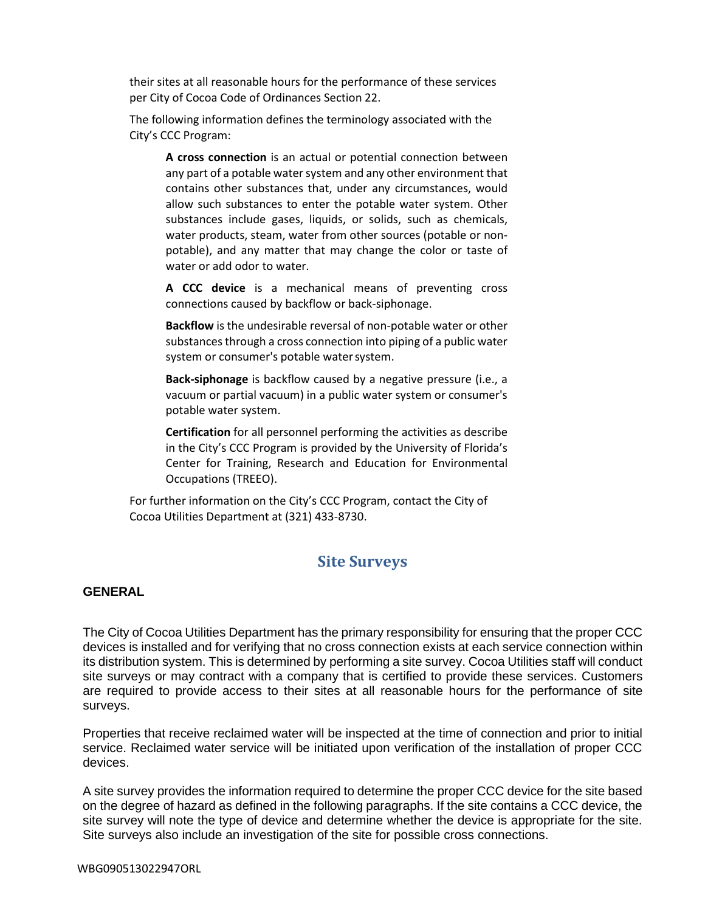their sites at all reasonable hours for the performance of these services per City of Cocoa Code of Ordinances Section 22.

The following information defines the terminology associated with the City's CCC Program:

> **A cross connection** is an actual or potential connection between any part of a potable water system and any other environment that contains other substances that, under any circumstances, would allow such substances to enter the potable water system. Other substances include gases, liquids, or solids, such as chemicals, water products, steam, water from other sources (potable or non-potable), and any matter that may change the color or taste of water or add odor to water.
>
> **A CCC device** is a mechanical means of preventing cross connections caused by backflow or back-siphonage.
>
> **Backflow** is the undesirable reversal of non-potable water or other substances through a cross connection into piping of a public water system or consumer's potable water system.
>
> **Back-siphonage** is backflow caused by a negative pressure (i.e., a vacuum or partial vacuum) in a public water system or consumer's potable water system.
>
> **Certification** for all personnel performing the activities as describe in the City's CCC Program is provided by the University of Florida's Center for Training, Research and Education for Environmental Occupations (TREEO).

For further information on the City's CCC Program, contact the City of Cocoa Utilities Department at (321) 433-8730.

## Site Surveys

### GENERAL

The City of Cocoa Utilities Department has the primary responsibility for ensuring that the proper CCC devices is installed and for verifying that no cross connection exists at each service connection within its distribution system. This is determined by performing a site survey. Cocoa Utilities staff will conduct site surveys or may contract with a company that is certified to provide these services. Customers are required to provide access to their sites at all reasonable hours for the performance of site surveys.

Properties that receive reclaimed water will be inspected at the time of connection and prior to initial service. Reclaimed water service will be initiated upon verification of the installation of proper CCC devices.

A site survey provides the information required to determine the proper CCC device for the site based on the degree of hazard as defined in the following paragraphs. If the site contains a CCC device, the site survey will note the type of device and determine whether the device is appropriate for the site. Site surveys also include an investigation of the site for possible cross connections.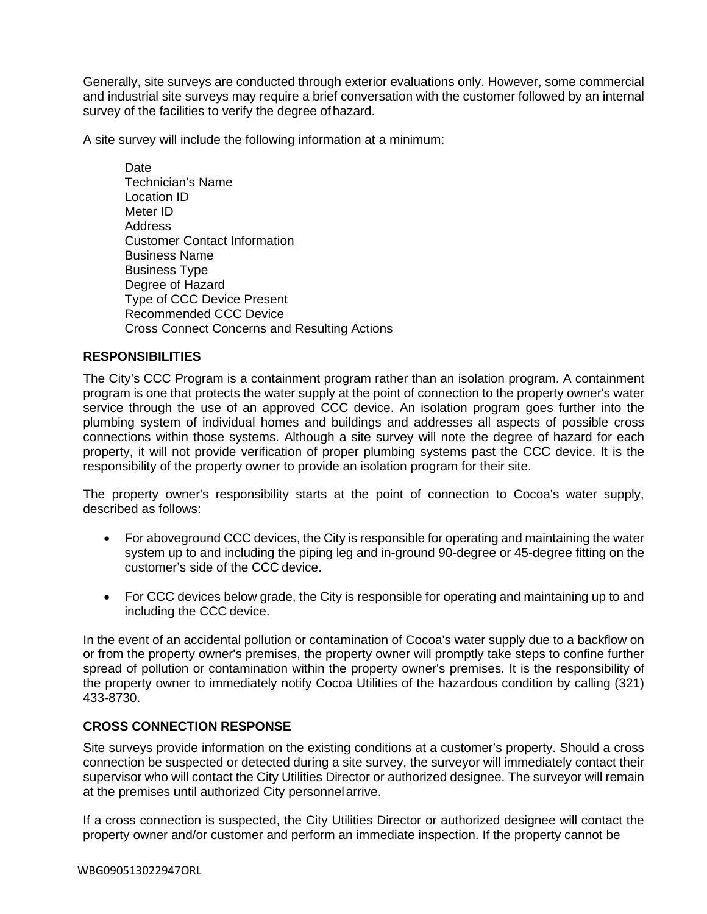Generally, site surveys are conducted through exterior evaluations only. However, some commercial and industrial site surveys may require a brief conversation with the customer followed by an internal survey of the facilities to verify the degree of hazard.

A site survey will include the following information at a minimum:

- Date
- Technician's Name
- Location ID
- Meter ID
- Address
- Customer Contact Information
- Business Name
- Business Type
- Degree of Hazard
- Type of CCC Device Present
- Recommended CCC Device
- Cross Connect Concerns and Resulting Actions

## RESPONSIBILITIES

The City's CCC Program is a containment program rather than an isolation program. A containment program is one that protects the water supply at the point of connection to the property owner's water service through the use of an approved CCC device. An isolation program goes further into the plumbing system of individual homes and buildings and addresses all aspects of possible cross connections within those systems. Although a site survey will note the degree of hazard for each property, it will not provide verification of proper plumbing systems past the CCC device. It is the responsibility of the property owner to provide an isolation program for their site.

The property owner's responsibility starts at the point of connection to Cocoa's water supply, described as follows:

- For aboveground CCC devices, the City is responsible for operating and maintaining the water system up to and including the piping leg and in-ground 90-degree or 45-degree fitting on the customer's side of the CCC device.
- For CCC devices below grade, the City is responsible for operating and maintaining up to and including the CCC device.

In the event of an accidental pollution or contamination of Cocoa's water supply due to a backflow on or from the property owner's premises, the property owner will promptly take steps to confine further spread of pollution or contamination within the property owner's premises. It is the responsibility of the property owner to immediately notify Cocoa Utilities of the hazardous condition by calling (321) 433-8730.

## CROSS CONNECTION RESPONSE

Site surveys provide information on the existing conditions at a customer's property. Should a cross connection be suspected or detected during a site survey, the surveyor will immediately contact their supervisor who will contact the City Utilities Director or authorized designee. The surveyor will remain at the premises until authorized City personnel arrive.

If a cross connection is suspected, the City Utilities Director or authorized designee will contact the property owner and/or customer and perform an immediate inspection. If the property cannot be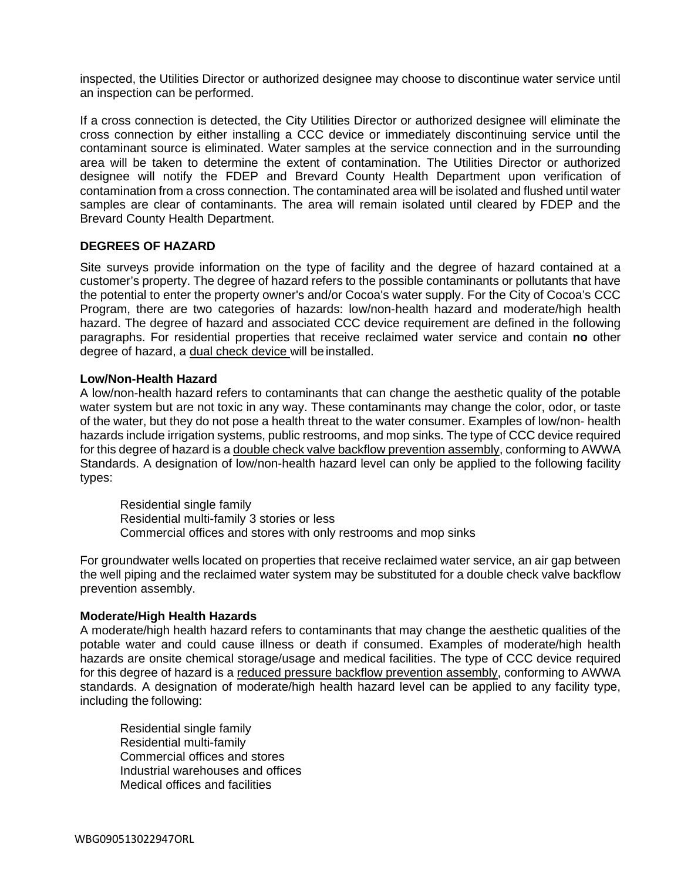inspected, the Utilities Director or authorized designee may choose to discontinue water service until an inspection can be performed.

If a cross connection is detected, the City Utilities Director or authorized designee will eliminate the cross connection by either installing a CCC device or immediately discontinuing service until the contaminant source is eliminated. Water samples at the service connection and in the surrounding area will be taken to determine the extent of contamination. The Utilities Director or authorized designee will notify the FDEP and Brevard County Health Department upon verification of contamination from a cross connection. The contaminated area will be isolated and flushed until water samples are clear of contaminants. The area will remain isolated until cleared by FDEP and the Brevard County Health Department.

## DEGREES OF HAZARD

Site surveys provide information on the type of facility and the degree of hazard contained at a customer's property. The degree of hazard refers to the possible contaminants or pollutants that have the potential to enter the property owner's and/or Cocoa's water supply. For the City of Cocoa's CCC Program, there are two categories of hazards: low/non-health hazard and moderate/high health hazard. The degree of hazard and associated CCC device requirement are defined in the following paragraphs. For residential properties that receive reclaimed water service and contain **no** other degree of hazard, a dual check device will be installed.

### Low/Non-Health Hazard

A low/non-health hazard refers to contaminants that can change the aesthetic quality of the potable water system but are not toxic in any way. These contaminants may change the color, odor, or taste of the water, but they do not pose a health threat to the water consumer. Examples of low/non- health hazards include irrigation systems, public restrooms, and mop sinks. The type of CCC device required for this degree of hazard is a double check valve backflow prevention assembly, conforming to AWWA Standards. A designation of low/non-health hazard level can only be applied to the following facility types:

- Residential single family
- Residential multi-family 3 stories or less
- Commercial offices and stores with only restrooms and mop sinks

For groundwater wells located on properties that receive reclaimed water service, an air gap between the well piping and the reclaimed water system may be substituted for a double check valve backflow prevention assembly.

### Moderate/High Health Hazards

A moderate/high health hazard refers to contaminants that may change the aesthetic qualities of the potable water and could cause illness or death if consumed. Examples of moderate/high health hazards are onsite chemical storage/usage and medical facilities. The type of CCC device required for this degree of hazard is a reduced pressure backflow prevention assembly, conforming to AWWA standards. A designation of moderate/high health hazard level can be applied to any facility type, including the following:

- Residential single family
- Residential multi-family
- Commercial offices and stores
- Industrial warehouses and offices
- Medical offices and facilities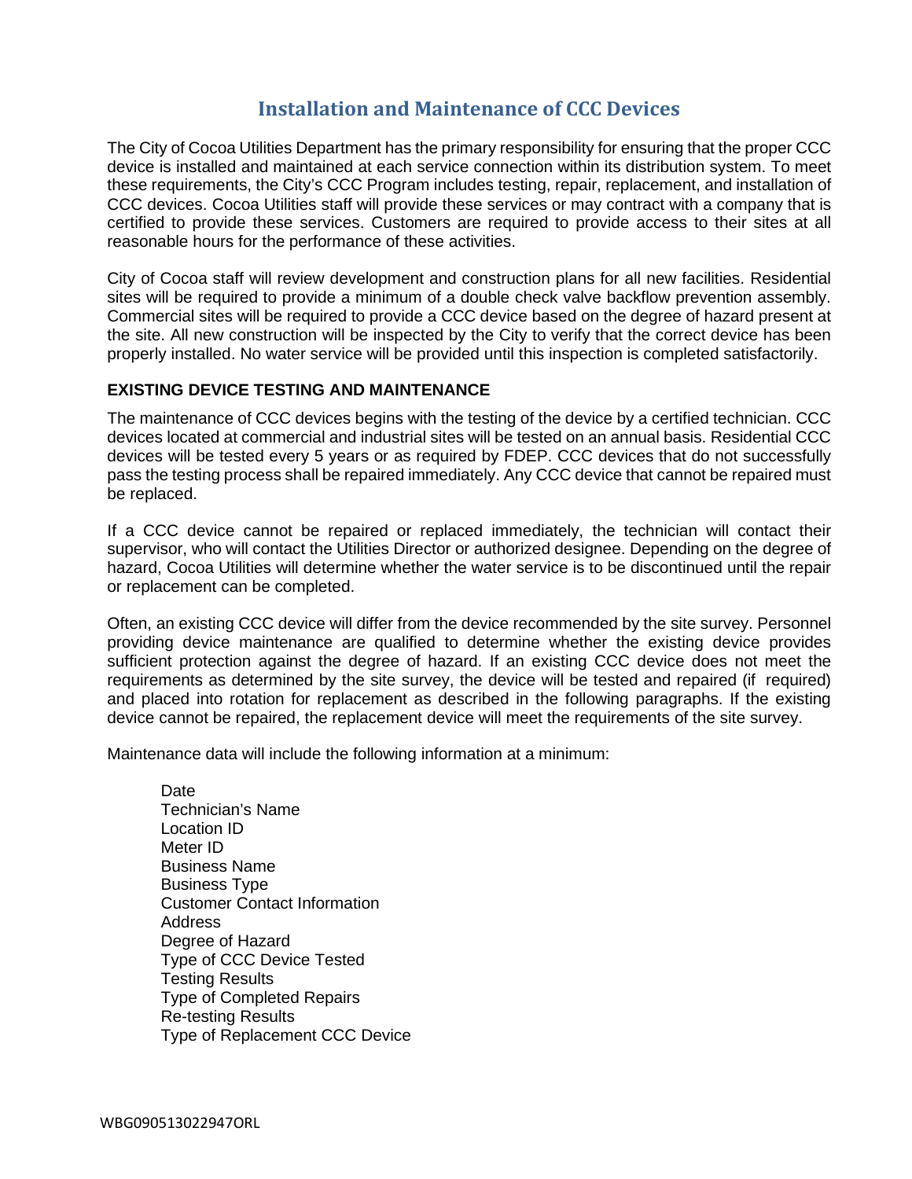## Installation and Maintenance of CCC Devices

The City of Cocoa Utilities Department has the primary responsibility for ensuring that the proper CCC device is installed and maintained at each service connection within its distribution system. To meet these requirements, the City's CCC Program includes testing, repair, replacement, and installation of CCC devices. Cocoa Utilities staff will provide these services or may contract with a company that is certified to provide these services. Customers are required to provide access to their sites at all reasonable hours for the performance of these activities.

City of Cocoa staff will review development and construction plans for all new facilities. Residential sites will be required to provide a minimum of a double check valve backflow prevention assembly. Commercial sites will be required to provide a CCC device based on the degree of hazard present at the site. All new construction will be inspected by the City to verify that the correct device has been properly installed. No water service will be provided until this inspection is completed satisfactorily.

### EXISTING DEVICE TESTING AND MAINTENANCE

The maintenance of CCC devices begins with the testing of the device by a certified technician. CCC devices located at commercial and industrial sites will be tested on an annual basis. Residential CCC devices will be tested every 5 years or as required by FDEP. CCC devices that do not successfully pass the testing process shall be repaired immediately. Any CCC device that cannot be repaired must be replaced.

If a CCC device cannot be repaired or replaced immediately, the technician will contact their supervisor, who will contact the Utilities Director or authorized designee. Depending on the degree of hazard, Cocoa Utilities will determine whether the water service is to be discontinued until the repair or replacement can be completed.

Often, an existing CCC device will differ from the device recommended by the site survey. Personnel providing device maintenance are qualified to determine whether the existing device provides sufficient protection against the degree of hazard. If an existing CCC device does not meet the requirements as determined by the site survey, the device will be tested and repaired (if required) and placed into rotation for replacement as described in the following paragraphs. If the existing device cannot be repaired, the replacement device will meet the requirements of the site survey.

Maintenance data will include the following information at a minimum:

- Date
- Technician's Name
- Location ID
- Meter ID
- Business Name
- Business Type
- Customer Contact Information
- Address
- Degree of Hazard
- Type of CCC Device Tested
- Testing Results
- Type of Completed Repairs
- Re-testing Results
- Type of Replacement CCC Device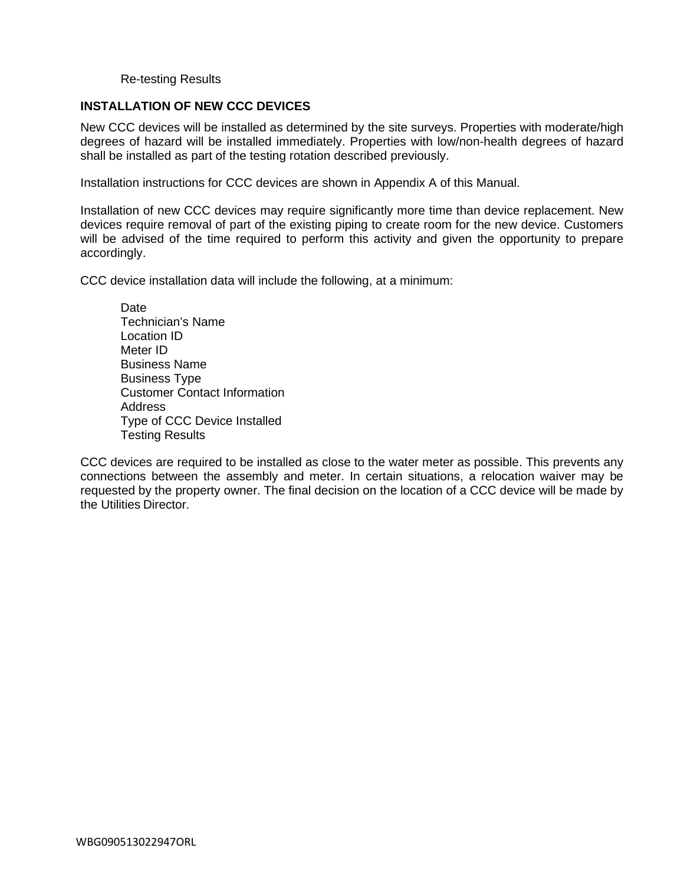Re-testing Results

## INSTALLATION OF NEW CCC DEVICES

New CCC devices will be installed as determined by the site surveys. Properties with moderate/high degrees of hazard will be installed immediately. Properties with low/non-health degrees of hazard shall be installed as part of the testing rotation described previously.

Installation instructions for CCC devices are shown in Appendix A of this Manual.

Installation of new CCC devices may require significantly more time than device replacement. New devices require removal of part of the existing piping to create room for the new device. Customers will be advised of the time required to perform this activity and given the opportunity to prepare accordingly.

CCC device installation data will include the following, at a minimum:

- Date
- Technician's Name
- Location ID
- Meter ID
- Business Name
- Business Type
- Customer Contact Information
- Address
- Type of CCC Device Installed
- Testing Results

CCC devices are required to be installed as close to the water meter as possible. This prevents any connections between the assembly and meter. In certain situations, a relocation waiver may be requested by the property owner. The final decision on the location of a CCC device will be made by the Utilities Director.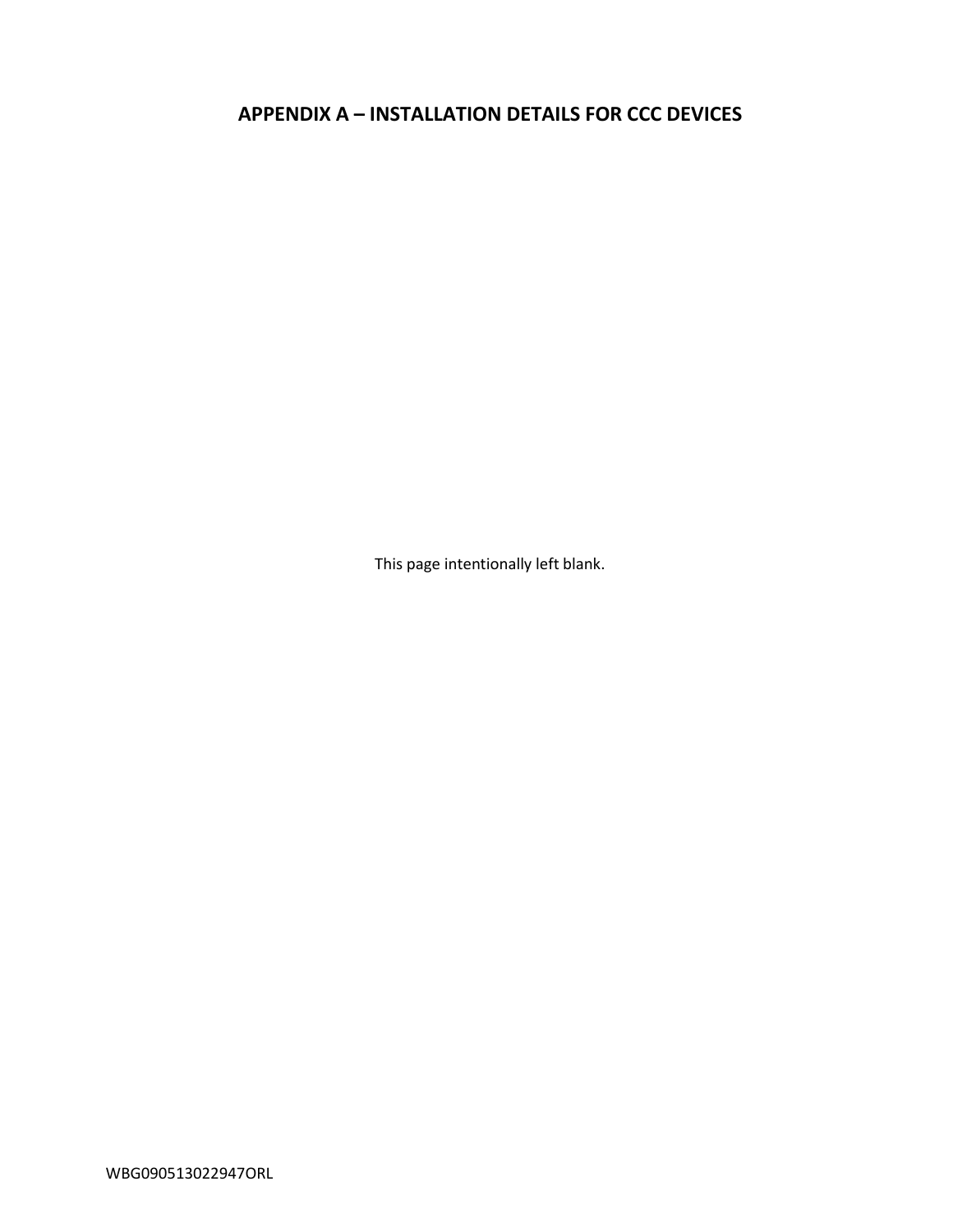# APPENDIX A – INSTALLATION DETAILS FOR CCC DEVICES

This page intentionally left blank.

WBG090513022947ORL